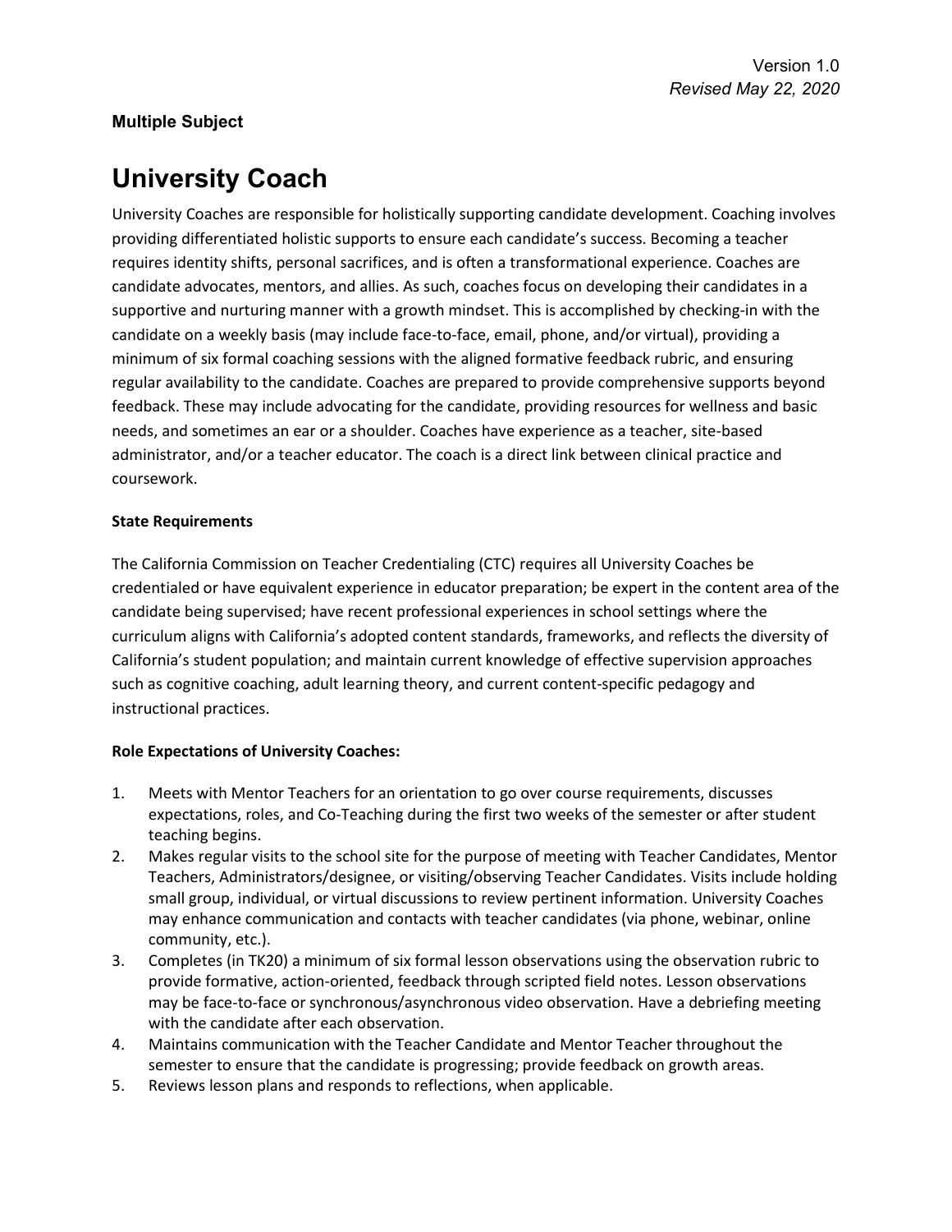Version 1.0
*Revised May 22, 2020*

**Multiple Subject**

# University Coach

University Coaches are responsible for holistically supporting candidate development. Coaching involves providing differentiated holistic supports to ensure each candidate's success. Becoming a teacher requires identity shifts, personal sacrifices, and is often a transformational experience. Coaches are candidate advocates, mentors, and allies. As such, coaches focus on developing their candidates in a supportive and nurturing manner with a growth mindset. This is accomplished by checking-in with the candidate on a weekly basis (may include face-to-face, email, phone, and/or virtual), providing a minimum of six formal coaching sessions with the aligned formative feedback rubric, and ensuring regular availability to the candidate. Coaches are prepared to provide comprehensive supports beyond feedback. These may include advocating for the candidate, providing resources for wellness and basic needs, and sometimes an ear or a shoulder. Coaches have experience as a teacher, site-based administrator, and/or a teacher educator. The coach is a direct link between clinical practice and coursework.

**State Requirements**

The California Commission on Teacher Credentialing (CTC) requires all University Coaches be credentialed or have equivalent experience in educator preparation; be expert in the content area of the candidate being supervised; have recent professional experiences in school settings where the curriculum aligns with California's adopted content standards, frameworks, and reflects the diversity of California's student population; and maintain current knowledge of effective supervision approaches such as cognitive coaching, adult learning theory, and current content-specific pedagogy and instructional practices.

**Role Expectations of University Coaches:**

1. Meets with Mentor Teachers for an orientation to go over course requirements, discusses expectations, roles, and Co-Teaching during the first two weeks of the semester or after student teaching begins.
2. Makes regular visits to the school site for the purpose of meeting with Teacher Candidates, Mentor Teachers, Administrators/designee, or visiting/observing Teacher Candidates. Visits include holding small group, individual, or virtual discussions to review pertinent information. University Coaches may enhance communication and contacts with teacher candidates (via phone, webinar, online community, etc.).
3. Completes (in TK20) a minimum of six formal lesson observations using the observation rubric to provide formative, action-oriented, feedback through scripted field notes. Lesson observations may be face-to-face or synchronous/asynchronous video observation. Have a debriefing meeting with the candidate after each observation.
4. Maintains communication with the Teacher Candidate and Mentor Teacher throughout the semester to ensure that the candidate is progressing; provide feedback on growth areas.
5. Reviews lesson plans and responds to reflections, when applicable.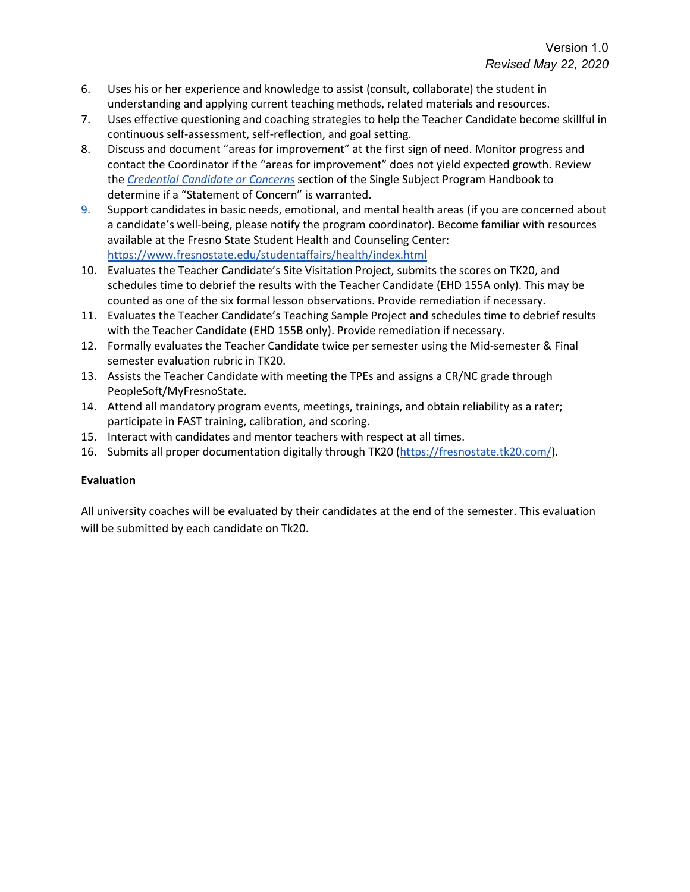6. Uses his or her experience and knowledge to assist (consult, collaborate) the student in understanding and applying current teaching methods, related materials and resources.
7. Uses effective questioning and coaching strategies to help the Teacher Candidate become skillful in continuous self-assessment, self-reflection, and goal setting.
8. Discuss and document "areas for improvement" at the first sign of need. Monitor progress and contact the Coordinator if the "areas for improvement" does not yield expected growth. Review the *Credential Candidate or Concerns* section of the Single Subject Program Handbook to determine if a "Statement of Concern" is warranted.
9. Support candidates in basic needs, emotional, and mental health areas (if you are concerned about a candidate's well-being, please notify the program coordinator). Become familiar with resources available at the Fresno State Student Health and Counseling Center: https://www.fresnostate.edu/studentaffairs/health/index.html
10. Evaluates the Teacher Candidate's Site Visitation Project, submits the scores on TK20, and schedules time to debrief the results with the Teacher Candidate (EHD 155A only). This may be counted as one of the six formal lesson observations. Provide remediation if necessary.
11. Evaluates the Teacher Candidate's Teaching Sample Project and schedules time to debrief results with the Teacher Candidate (EHD 155B only). Provide remediation if necessary.
12. Formally evaluates the Teacher Candidate twice per semester using the Mid-semester & Final semester evaluation rubric in TK20.
13. Assists the Teacher Candidate with meeting the TPEs and assigns a CR/NC grade through PeopleSoft/MyFresnoState.
14. Attend all mandatory program events, meetings, trainings, and obtain reliability as a rater; participate in FAST training, calibration, and scoring.
15. Interact with candidates and mentor teachers with respect at all times.
16. Submits all proper documentation digitally through TK20 (https://fresnostate.tk20.com/).

**Evaluation**

All university coaches will be evaluated by their candidates at the end of the semester. This evaluation will be submitted by each candidate on Tk20.